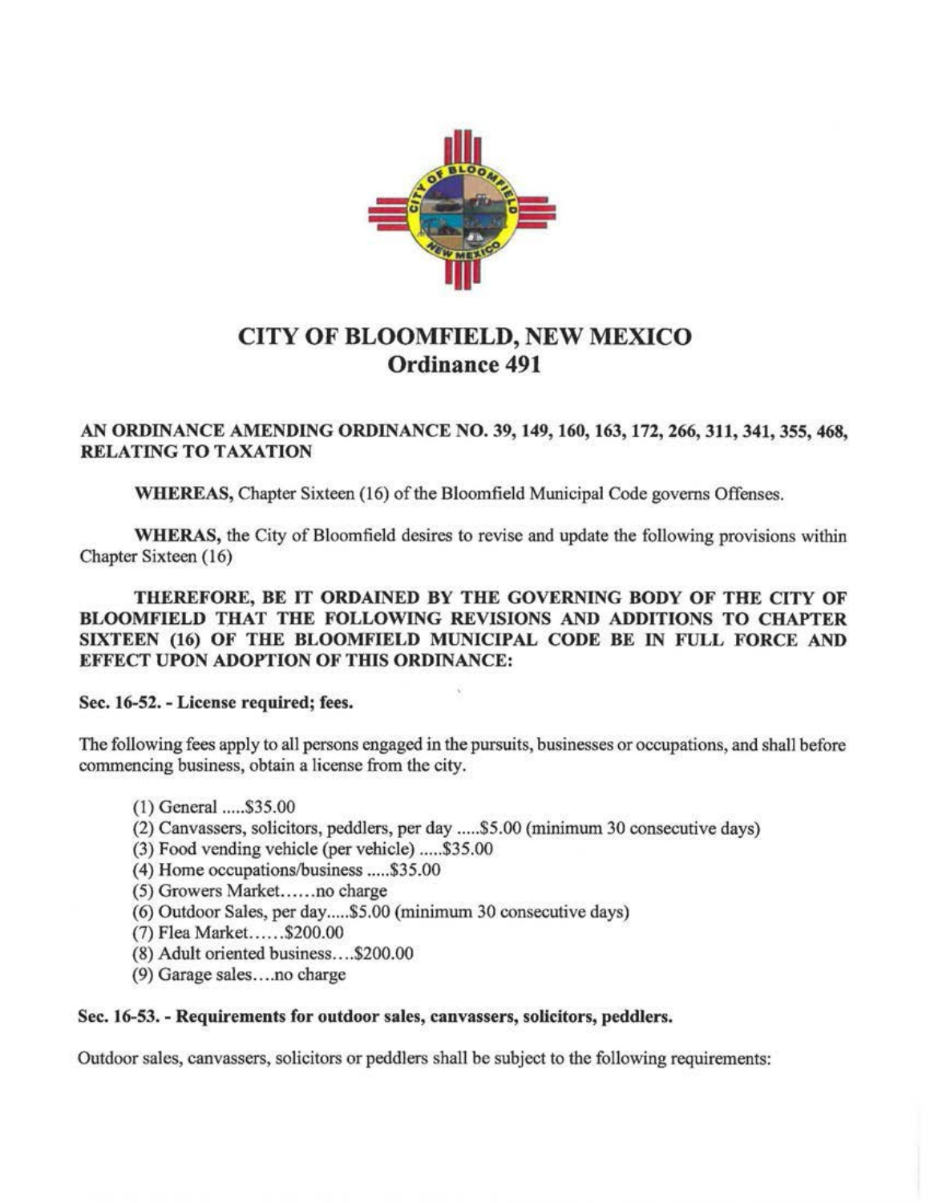# CITY OF BLOOMFIELD, NEW MEXICO
## Ordinance 491

**AN ORDINANCE AMENDING ORDINANCE NO. 39, 149, 160, 163, 172, 266, 311, 341, 355, 468, RELATING TO TAXATION**

**WHEREAS,** Chapter Sixteen (16) of the Bloomfield Municipal Code governs Offenses.

**WHERAS,** the City of Bloomfield desires to revise and update the following provisions within Chapter Sixteen (16)

**THEREFORE, BE IT ORDAINED BY THE GOVERNING BODY OF THE CITY OF BLOOMFIELD THAT THE FOLLOWING REVISIONS AND ADDITIONS TO CHAPTER SIXTEEN (16) OF THE BLOOMFIELD MUNICIPAL CODE BE IN FULL FORCE AND EFFECT UPON ADOPTION OF THIS ORDINANCE:**

**Sec. 16-52. - License required; fees.**

The following fees apply to all persons engaged in the pursuits, businesses or occupations, and shall before commencing business, obtain a license from the city.

(1) General .....$35.00
(2) Canvassers, solicitors, peddlers, per day .....$5.00 (minimum 30 consecutive days)
(3) Food vending vehicle (per vehicle) .....$35.00
(4) Home occupations/business .....$35.00
(5) Growers Market……no charge
(6) Outdoor Sales, per day.....$5.00 (minimum 30 consecutive days)
(7) Flea Market……$200.00
(8) Adult oriented business….$200.00
(9) Garage sales….no charge

**Sec. 16-53. - Requirements for outdoor sales, canvassers, solicitors, peddlers.**

Outdoor sales, canvassers, solicitors or peddlers shall be subject to the following requirements: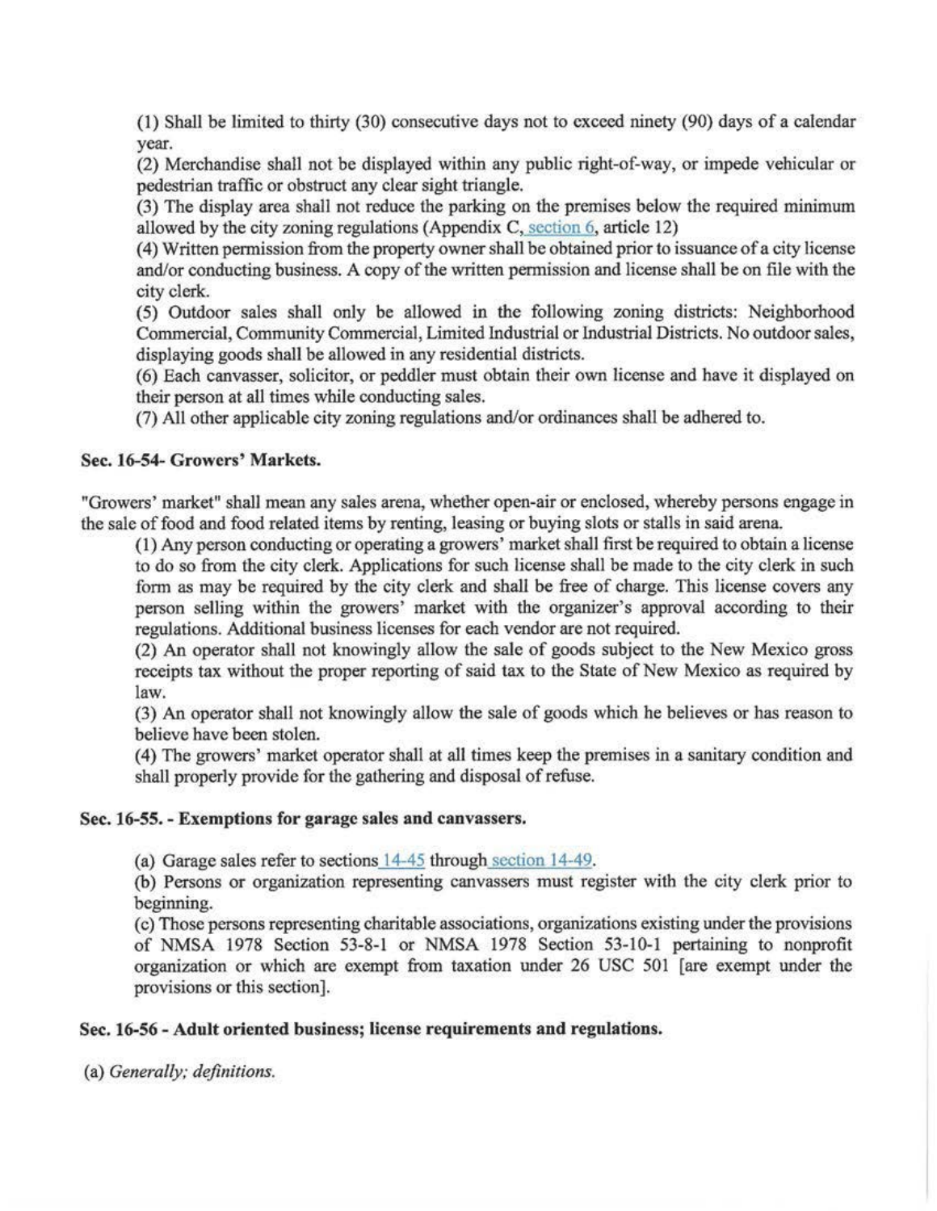(1) Shall be limited to thirty (30) consecutive days not to exceed ninety (90) days of a calendar year.

(2) Merchandise shall not be displayed within any public right-of-way, or impede vehicular or pedestrian traffic or obstruct any clear sight triangle.

(3) The display area shall not reduce the parking on the premises below the required minimum allowed by the city zoning regulations (Appendix C, section 6, article 12)

(4) Written permission from the property owner shall be obtained prior to issuance of a city license and/or conducting business. A copy of the written permission and license shall be on file with the city clerk.

(5) Outdoor sales shall only be allowed in the following zoning districts: Neighborhood Commercial, Community Commercial, Limited Industrial or Industrial Districts. No outdoor sales, displaying goods shall be allowed in any residential districts.

(6) Each canvasser, solicitor, or peddler must obtain their own license and have it displayed on their person at all times while conducting sales.

(7) All other applicable city zoning regulations and/or ordinances shall be adhered to.

**Sec. 16-54- Growers' Markets.**

"Growers' market" shall mean any sales arena, whether open-air or enclosed, whereby persons engage in the sale of food and food related items by renting, leasing or buying slots or stalls in said arena.

(1) Any person conducting or operating a growers' market shall first be required to obtain a license to do so from the city clerk. Applications for such license shall be made to the city clerk in such form as may be required by the city clerk and shall be free of charge. This license covers any person selling within the growers' market with the organizer's approval according to their regulations. Additional business licenses for each vendor are not required.

(2) An operator shall not knowingly allow the sale of goods subject to the New Mexico gross receipts tax without the proper reporting of said tax to the State of New Mexico as required by law.

(3) An operator shall not knowingly allow the sale of goods which he believes or has reason to believe have been stolen.

(4) The growers' market operator shall at all times keep the premises in a sanitary condition and shall properly provide for the gathering and disposal of refuse.

**Sec. 16-55. - Exemptions for garage sales and canvassers.**

(a) Garage sales refer to sections 14-45 through section 14-49.

(b) Persons or organization representing canvassers must register with the city clerk prior to beginning.

(c) Those persons representing charitable associations, organizations existing under the provisions of NMSA 1978 Section 53-8-1 or NMSA 1978 Section 53-10-1 pertaining to nonprofit organization or which are exempt from taxation under 26 USC 501 [are exempt under the provisions or this section].

**Sec. 16-56 - Adult oriented business; license requirements and regulations.**

(a) *Generally; definitions.*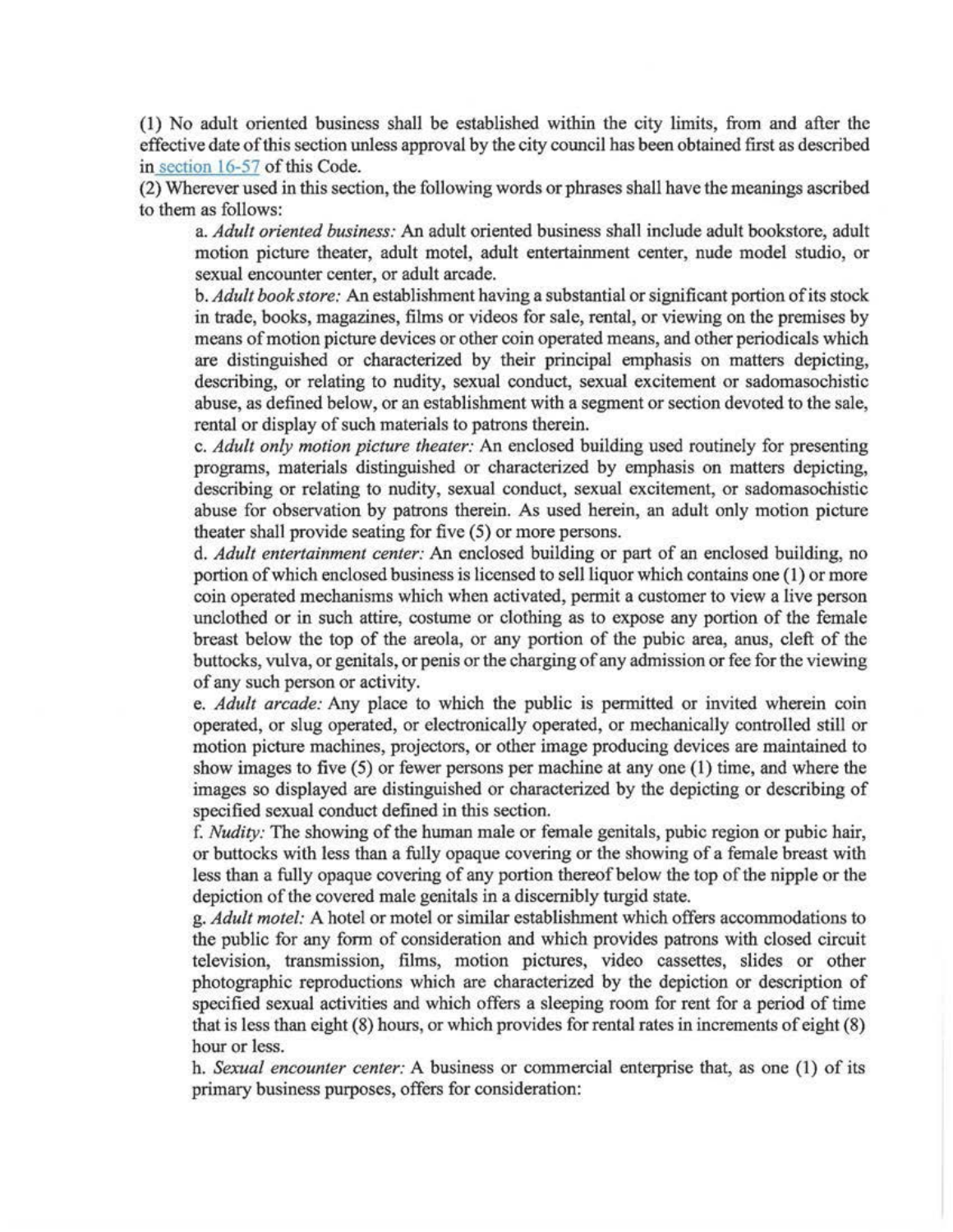(1) No adult oriented business shall be established within the city limits, from and after the effective date of this section unless approval by the city council has been obtained first as described in section 16-57 of this Code.

(2) Wherever used in this section, the following words or phrases shall have the meanings ascribed to them as follows:

a. *Adult oriented business:* An adult oriented business shall include adult bookstore, adult motion picture theater, adult motel, adult entertainment center, nude model studio, or sexual encounter center, or adult arcade.

b. *Adult book store:* An establishment having a substantial or significant portion of its stock in trade, books, magazines, films or videos for sale, rental, or viewing on the premises by means of motion picture devices or other coin operated means, and other periodicals which are distinguished or characterized by their principal emphasis on matters depicting, describing, or relating to nudity, sexual conduct, sexual excitement or sadomasochistic abuse, as defined below, or an establishment with a segment or section devoted to the sale, rental or display of such materials to patrons therein.

c. *Adult only motion picture theater:* An enclosed building used routinely for presenting programs, materials distinguished or characterized by emphasis on matters depicting, describing or relating to nudity, sexual conduct, sexual excitement, or sadomasochistic abuse for observation by patrons therein. As used herein, an adult only motion picture theater shall provide seating for five (5) or more persons.

d. *Adult entertainment center:* An enclosed building or part of an enclosed building, no portion of which enclosed business is licensed to sell liquor which contains one (1) or more coin operated mechanisms which when activated, permit a customer to view a live person unclothed or in such attire, costume or clothing as to expose any portion of the female breast below the top of the areola, or any portion of the pubic area, anus, cleft of the buttocks, vulva, or genitals, or penis or the charging of any admission or fee for the viewing of any such person or activity.

e. *Adult arcade:* Any place to which the public is permitted or invited wherein coin operated, or slug operated, or electronically operated, or mechanically controlled still or motion picture machines, projectors, or other image producing devices are maintained to show images to five (5) or fewer persons per machine at any one (1) time, and where the images so displayed are distinguished or characterized by the depicting or describing of specified sexual conduct defined in this section.

f. *Nudity:* The showing of the human male or female genitals, pubic region or pubic hair, or buttocks with less than a fully opaque covering or the showing of a female breast with less than a fully opaque covering of any portion thereof below the top of the nipple or the depiction of the covered male genitals in a discernibly turgid state.

g. *Adult motel:* A hotel or motel or similar establishment which offers accommodations to the public for any form of consideration and which provides patrons with closed circuit television, transmission, films, motion pictures, video cassettes, slides or other photographic reproductions which are characterized by the depiction or description of specified sexual activities and which offers a sleeping room for rent for a period of time that is less than eight (8) hours, or which provides for rental rates in increments of eight (8) hour or less.

h. *Sexual encounter center:* A business or commercial enterprise that, as one (1) of its primary business purposes, offers for consideration: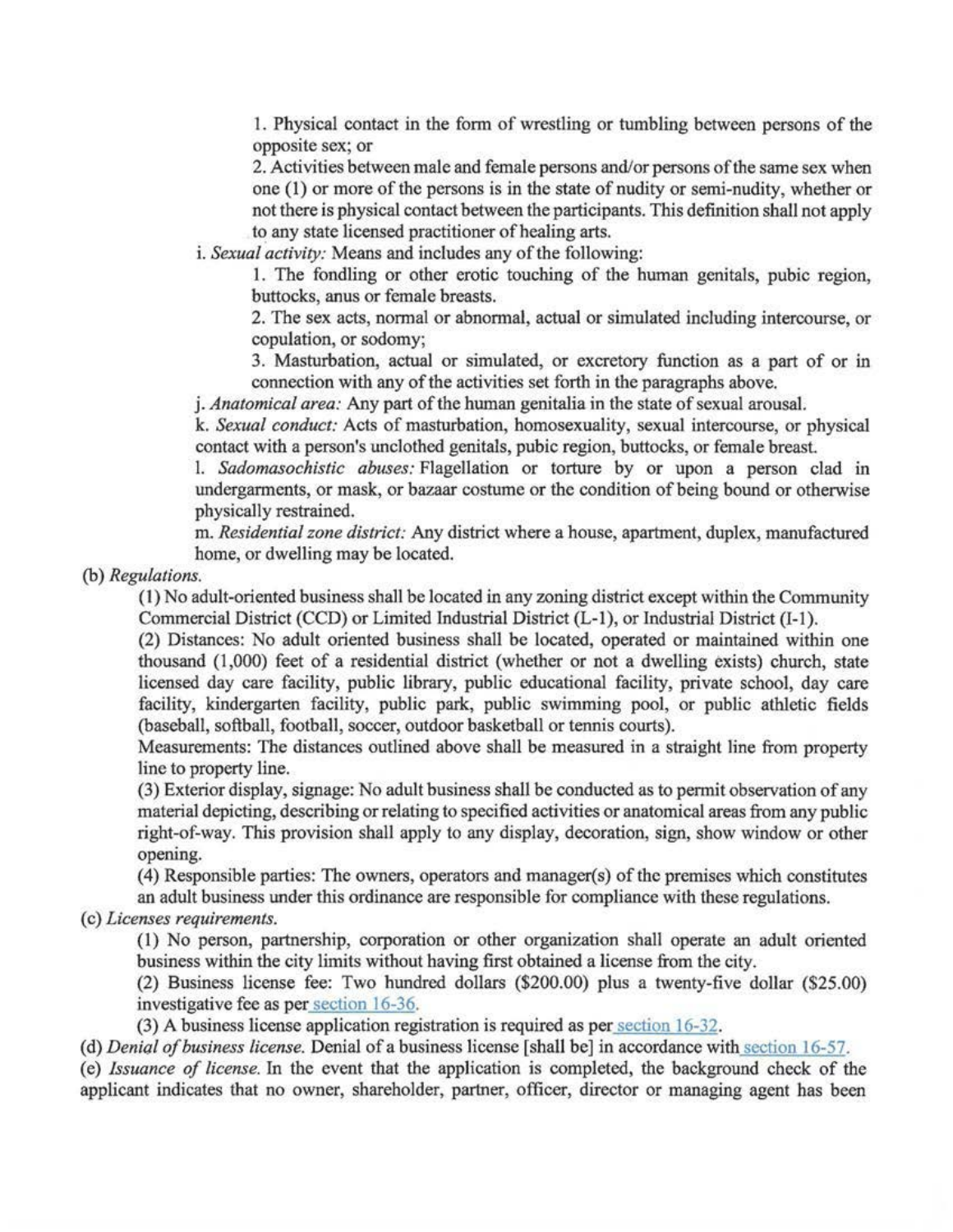1. Physical contact in the form of wrestling or tumbling between persons of the opposite sex; or

2. Activities between male and female persons and/or persons of the same sex when one (1) or more of the persons is in the state of nudity or semi-nudity, whether or not there is physical contact between the participants. This definition shall not apply to any state licensed practitioner of healing arts.

i. *Sexual activity:* Means and includes any of the following:

1. The fondling or other erotic touching of the human genitals, pubic region, buttocks, anus or female breasts.

2. The sex acts, normal or abnormal, actual or simulated including intercourse, or copulation, or sodomy;

3. Masturbation, actual or simulated, or excretory function as a part of or in connection with any of the activities set forth in the paragraphs above.

j. *Anatomical area:* Any part of the human genitalia in the state of sexual arousal.

k. *Sexual conduct:* Acts of masturbation, homosexuality, sexual intercourse, or physical contact with a person's unclothed genitals, pubic region, buttocks, or female breast.

l. *Sadomasochistic abuses:* Flagellation or torture by or upon a person clad in undergarments, or mask, or bazaar costume or the condition of being bound or otherwise physically restrained.

m. *Residential zone district:* Any district where a house, apartment, duplex, manufactured home, or dwelling may be located.

(b) *Regulations.*

(1) No adult-oriented business shall be located in any zoning district except within the Community Commercial District (CCD) or Limited Industrial District (L-1), or Industrial District (I-1).

(2) Distances: No adult oriented business shall be located, operated or maintained within one thousand (1,000) feet of a residential district (whether or not a dwelling exists) church, state licensed day care facility, public library, public educational facility, private school, day care facility, kindergarten facility, public park, public swimming pool, or public athletic fields (baseball, softball, football, soccer, outdoor basketball or tennis courts).

Measurements: The distances outlined above shall be measured in a straight line from property line to property line.

(3) Exterior display, signage: No adult business shall be conducted as to permit observation of any material depicting, describing or relating to specified activities or anatomical areas from any public right-of-way. This provision shall apply to any display, decoration, sign, show window or other opening.

(4) Responsible parties: The owners, operators and manager(s) of the premises which constitutes an adult business under this ordinance are responsible for compliance with these regulations.

(c) *Licenses requirements.*

(1) No person, partnership, corporation or other organization shall operate an adult oriented business within the city limits without having first obtained a license from the city.

(2) Business license fee: Two hundred dollars ($200.00) plus a twenty-five dollar ($25.00) investigative fee as per section 16-36.

(3) A business license application registration is required as per section 16-32.

(d) *Denial of business license.* Denial of a business license [shall be] in accordance with section 16-57.

(e) *Issuance of license.* In the event that the application is completed, the background check of the applicant indicates that no owner, shareholder, partner, officer, director or managing agent has been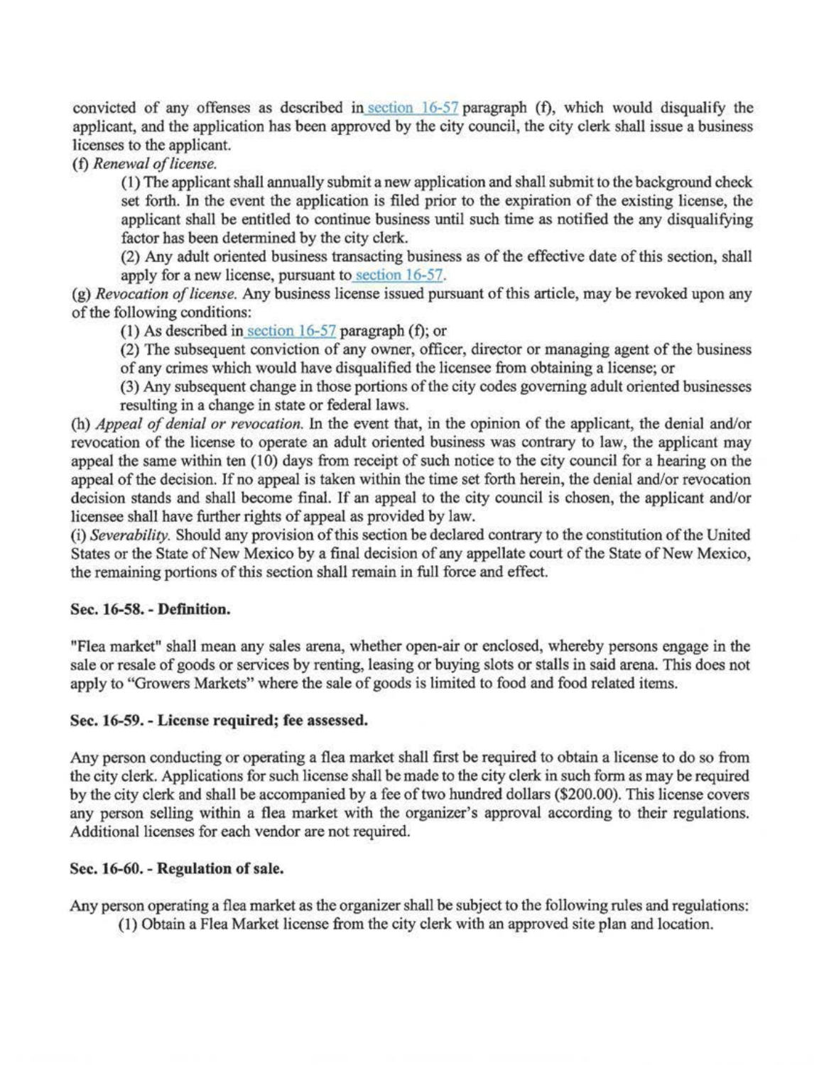convicted of any offenses as described in section 16-57 paragraph (f), which would disqualify the applicant, and the application has been approved by the city council, the city clerk shall issue a business licenses to the applicant.

(f) *Renewal of license.*

(1) The applicant shall annually submit a new application and shall submit to the background check set forth. In the event the application is filed prior to the expiration of the existing license, the applicant shall be entitled to continue business until such time as notified the any disqualifying factor has been determined by the city clerk.

(2) Any adult oriented business transacting business as of the effective date of this section, shall apply for a new license, pursuant to section 16-57.

(g) *Revocation of license.* Any business license issued pursuant of this article, may be revoked upon any of the following conditions:

(1) As described in section 16-57 paragraph (f); or

(2) The subsequent conviction of any owner, officer, director or managing agent of the business of any crimes which would have disqualified the licensee from obtaining a license; or

(3) Any subsequent change in those portions of the city codes governing adult oriented businesses resulting in a change in state or federal laws.

(h) *Appeal of denial or revocation.* In the event that, in the opinion of the applicant, the denial and/or revocation of the license to operate an adult oriented business was contrary to law, the applicant may appeal the same within ten (10) days from receipt of such notice to the city council for a hearing on the appeal of the decision. If no appeal is taken within the time set forth herein, the denial and/or revocation decision stands and shall become final. If an appeal to the city council is chosen, the applicant and/or licensee shall have further rights of appeal as provided by law.

(i) *Severability.* Should any provision of this section be declared contrary to the constitution of the United States or the State of New Mexico by a final decision of any appellate court of the State of New Mexico, the remaining portions of this section shall remain in full force and effect.

**Sec. 16-58. - Definition.**

"Flea market" shall mean any sales arena, whether open-air or enclosed, whereby persons engage in the sale or resale of goods or services by renting, leasing or buying slots or stalls in said arena. This does not apply to "Growers Markets" where the sale of goods is limited to food and food related items.

**Sec. 16-59. - License required; fee assessed.**

Any person conducting or operating a flea market shall first be required to obtain a license to do so from the city clerk. Applications for such license shall be made to the city clerk in such form as may be required by the city clerk and shall be accompanied by a fee of two hundred dollars ($200.00). This license covers any person selling within a flea market with the organizer's approval according to their regulations. Additional licenses for each vendor are not required.

**Sec. 16-60. - Regulation of sale.**

Any person operating a flea market as the organizer shall be subject to the following rules and regulations:

(1) Obtain a Flea Market license from the city clerk with an approved site plan and location.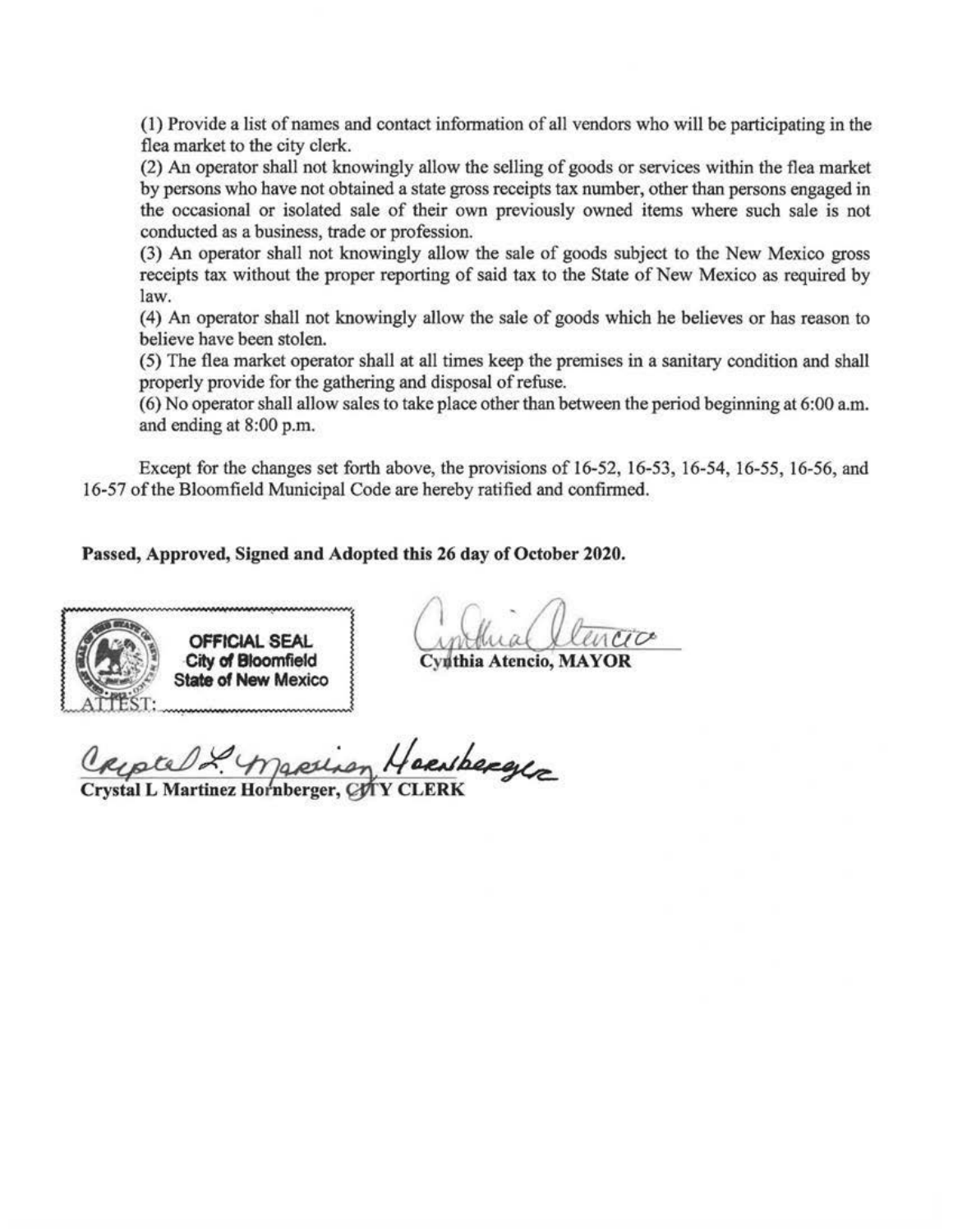(1) Provide a list of names and contact information of all vendors who will be participating in the flea market to the city clerk.

(2) An operator shall not knowingly allow the selling of goods or services within the flea market by persons who have not obtained a state gross receipts tax number, other than persons engaged in the occasional or isolated sale of their own previously owned items where such sale is not conducted as a business, trade or profession.

(3) An operator shall not knowingly allow the sale of goods subject to the New Mexico gross receipts tax without the proper reporting of said tax to the State of New Mexico as required by law.

(4) An operator shall not knowingly allow the sale of goods which he believes or has reason to believe have been stolen.

(5) The flea market operator shall at all times keep the premises in a sanitary condition and shall properly provide for the gathering and disposal of refuse.

(6) No operator shall allow sales to take place other than between the period beginning at 6:00 a.m. and ending at 8:00 p.m.

Except for the changes set forth above, the provisions of 16-52, 16-53, 16-54, 16-55, 16-56, and 16-57 of the Bloomfield Municipal Code are hereby ratified and confirmed.

**Passed, Approved, Signed and Adopted this 26 day of October 2020.**

OFFICIAL SEAL
City of Bloomfield
State of New Mexico

Cynthia Atencio, MAYOR

ATTEST:

Crystal L Martinez Hornberger, CITY CLERK